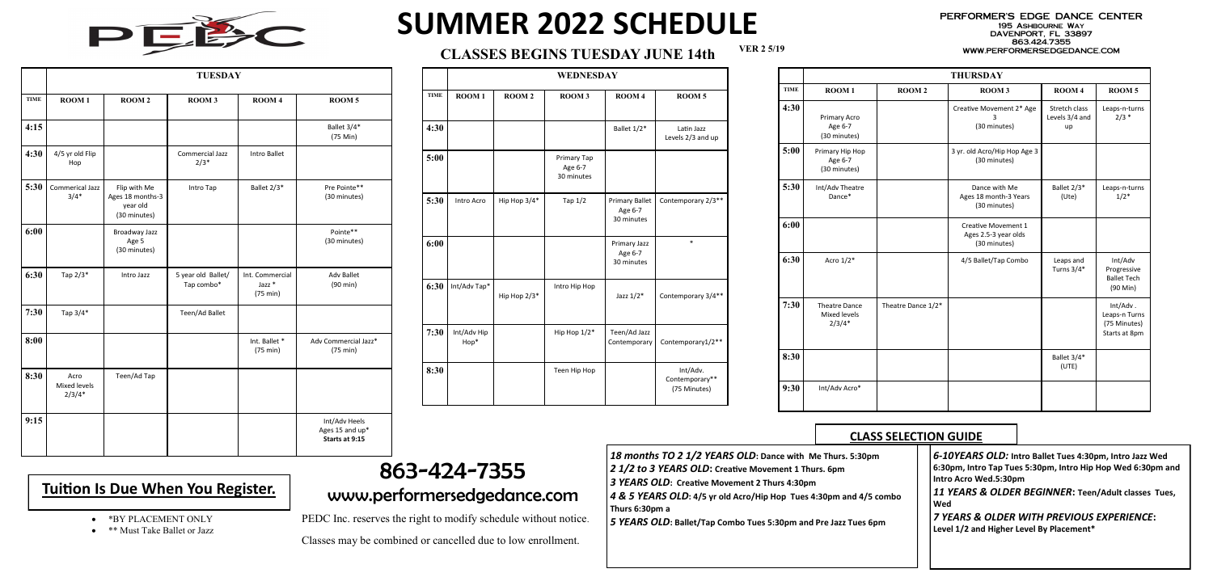# SUMMER 2022 SCHEDULE

## CLASSES BEGINS TUESDAY JUNE 14th

VER 2 5/19

**PERFORMER'S EDGE DANCE CENTER**
195 Ashbourne Way
Davenport, FL 33897
863.424.7355
www.performersedgedance.com

### TUESDAY

| TIME | ROOM 1 | ROOM 2 | ROOM 3 | ROOM 4 | ROOM 5 |
|---|---|---|---|---|---|
| 4:15 | | | | | Ballet 3/4* (75 Min) |
| 4:30 | 4/5 yr old Flip Hop | | Commercial Jazz 2/3* | Intro Ballet | |
| 5:30 | Commerical Jazz 3/4* | Flip with Me Ages 18 months-3 year old (30 minutes) | Intro Tap | Ballet 2/3* | Pre Pointe** (30 minutes) |
| 6:00 | | Broadway Jazz Age 5 (30 minutes) | | | Pointe** (30 minutes) |
| 6:30 | Tap 2/3* | Intro Jazz | 5 year old Ballet/ Tap combo* | Int. Commercial Jazz * (75 min) | Adv Ballet (90 min) |
| 7:30 | Tap 3/4* | | Teen/Ad Ballet | | |
| 8:00 | | | | Int. Ballet * (75 min) | Adv Commercial Jazz* (75 min) |
| 8:30 | Acro Mixed levels 2/3/4* | Teen/Ad Tap | | | |
| 9:15 | | | | | Int/Adv Heels Ages 15 and up* Starts at 9:15 |

### WEDNESDAY

| TIME | ROOM 1 | ROOM 2 | ROOM 3 | ROOM 4 | ROOM 5 |
|---|---|---|---|---|---|
| 4:30 | | | | Ballet 1/2* | Latin Jazz Levels 2/3 and up |
| 5:00 | | | Primary Tap Age 6-7 30 minutes | | |
| 5:30 | Intro Acro | Hip Hop 3/4* | Tap 1/2 | Primary Ballet Age 6-7 30 minutes | Contemporary 2/3** |
| 6:00 | | | | Primary Jazz Age 6-7 30 minutes | * |
| 6:30 | Int/Adv Tap* | Hip Hop 2/3* | Intro Hip Hop | Jazz 1/2* | Contemporary 3/4** |
| 7:30 | Int/Adv Hip Hop* | | Hip Hop 1/2* | Teen/Ad Jazz Contemporary | Contemporary1/2** |
| 8:30 | | | Teen Hip Hop | | Int/Adv. Contemporary** (75 Minutes) |

### THURSDAY

| TIME | ROOM 1 | ROOM 2 | ROOM 3 | ROOM 4 | ROOM 5 |
|---|---|---|---|---|---|
| 4:30 | Primary Acro Age 6-7 (30 minutes) | | Creative Movement 2* Age 3 (30 minutes) | Stretch class Levels 3/4 and up | Leaps-n-turns 2/3 * |
| 5:00 | Primary Hip Hop Age 6-7 (30 minutes) | | 3 yr. old Acro/Hip Hop Age 3 (30 minutes) | | |
| 5:30 | Int/Adv Theatre Dance* | | Dance with Me Ages 18 month-3 Years (30 minutes) | Ballet 2/3* (Ute) | Leaps-n-turns 1/2* |
| 6:00 | | | Creative Movement 1 Ages 2.5-3 year olds (30 minutes) | | |
| 6:30 | Acro 1/2* | | 4/5 Ballet/Tap Combo | Leaps and Turns 3/4* | Int/Adv Progressive Ballet Tech (90 Min) |
| 7:30 | Theatre Dance Mixed levels 2/3/4* | Theatre Dance 1/2* | | | Int/Adv . Leaps-n Turns (75 Minutes) Starts at 8pm |
| 8:30 | | | | Ballet 3/4* (UTE) | |
| 9:30 | Int/Adv Acro* | | | | |

## Tuition Is Due When You Register.

- *BY PLACEMENT ONLY
- ** Must Take Ballet or Jazz

# 863-424-7355

## www.performersedgedance.com

PEDC Inc. reserves the right to modify schedule without notice.

Classes may be combined or cancelled due to low enrollment.

## CLASS SELECTION GUIDE

***18 months TO 2 1/2 YEARS OLD*: Dance with Me Thurs. 5:30pm**

***2 1/2 to 3 YEARS OLD*: Creative Movement 1 Thurs. 6pm**

***3 YEARS OLD*: Creative Movement 2 Thurs 4:30pm**

***4 & 5 YEARS OLD*: 4/5 yr old Acro/Hip Hop Tues 4:30pm and 4/5 combo Thurs 6:30pm a**

***5 YEARS OLD*: Ballet/Tap Combo Tues 5:30pm and Pre Jazz Tues 6pm**

***6-10YEARS OLD:* Intro Ballet Tues 4:30pm, Intro Jazz Wed 6:30pm, Intro Tap Tues 5:30pm, Intro Hip Hop Wed 6:30pm and Intro Acro Wed.5:30pm**

***11 YEARS & OLDER BEGINNER*: Teen/Adult classes Tues, Wed**

***7 YEARS & OLDER WITH PREVIOUS EXPERIENCE*: Level 1/2 and Higher Level By Placement***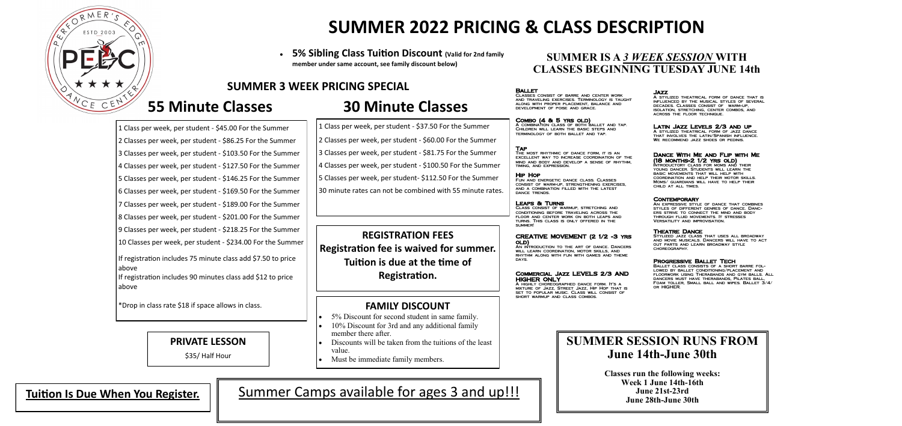# SUMMER 2022 PRICING & CLASS DESCRIPTION

- **5% Sibling Class Tuition Discount (Valid for 2nd family member under same account, see family discount below)**

## SUMMER 3 WEEK PRICING SPECIAL

## 55 Minute Classes

1 Class per week, per student - $45.00 For the Summer
2 Classes per week, per student - $86.25 For the Summer
3 Classes per week, per student - $103.50 For the Summer
4 Classes per week, per student - $127.50 For the Summer
5 Classes per week, per student - $146.25 For the Summer
6 Classes per week, per student - $169.50 For the Summer
7 Classes per week, per student - $189.00 For the Summer
8 Classes per week, per student - $201.00 For the Summer
9 Classes per week, per student - $218.25 For the Summer
10 Classes per week, per student - $234.00 For the Summer

If registration includes 75 minute class add $7.50 to price above

If registration includes 90 minutes class add $12 to price above

*Drop in class rate $18 if space allows in class.

## 30 Minute Classes

1 Class per week, per student - $37.50 For the Summer
2 Classes per week, per student - $60.00 For the Summer
3 Classes per week, per student - $81.75 For the Summer
4 Classes per week, per student - $100.50 For the Summer
5 Classes per week, per student- $112.50 For the Summer

30 minute rates can not be combined with 55 minute rates.

### PRIVATE LESSON

$35/ Half Hour

### REGISTRATION FEES

**Registration fee is waived for summer. Tuition is due at the time of Registration.**

### FAMILY DISCOUNT

- 5% Discount for second student in same family.
- 10% Discount for 3rd and any additional family member there after.
- Discounts will be taken from the tuitions of the least value.
- Must be immediate family members.

## SUMMER IS A *3 WEEK SESSION* WITH CLASSES BEGINNING TUESDAY JUNE 14th

**Ballet**
Classes consist of barre and center work and traveling exercises. Terminology is taught along with proper placement, balance and development of poise and grace.

**Combo (4 & 5 yrs old)**
A combination class of both ballet and tap. Children will learn the basic steps and terminology of both ballet and tap.

**Tap**
The most rhythmic of dance form, it is an excellent way to increase coordination of the mind and body and develop a sense of rhythm, timing, and expression.

**Hip Hop**
Fun and energetic dance class. Classes consist of warm-up, strengthening exercises, and a combination filled with the latest dance trends.

**Leaps & Turns**
Class consist of warmup, stretching and conditioning before traveling across the floor and center work on both leaps and turns. This class is only offered in the summer!

**Creative Movement (2 1/2 -3 yrs old)**
An introduction to the art of dance. Dancers will learn coordination, motor skills, and rhythm along with fun with games and theme days.

**Commercial Jazz LEVELS 2/3 AND HIGHER ONLY**
A highly choreographed dance form. It's a mixture of Jazz, Street Jazz, Hip Hop that is set to popular music. Class will consist of short warmup and class combos.

**Jazz**
A stylized theatrical form of dance that is influenced by the musical styles of several decades. Classes consist of warm-up, isolation, stretching, center combos, and across the floor technique.

**Latin Jazz Levels 2/3 and up**
A stylized theatrical form of jazz dance that involves the Latin/Spanish influence. We recommend jazz shoes or pedinis.

**Dance With Me and Flip with Me (18 months-2 1/2 yrs old)**
Introductory class for moms and their young dancer. Students will learn the basic movements that will help with coordination and help their motor skills. Moms/ guardians will have to help their child at all times.

**Contemporary**
An expressive style of dance that combines styles of different genres of dance. Dancers strive to connect the mind and body through fluid movements. It stresses Versatility and improvisation.

**Theatre Dance**
Stylized jazz class that uses all broadway and movie musicals. Dancers will have to act out parts and learn broadway style choreography.

**Progressive Ballet Tech**
Ballet class consists of a short barre followed by ballet conditioning/placement and floorwork using Therabands and gym balls. All dancers must have therabands, Pilates ball, Foam roller, Small ball and wipes. Ballet 3/4/ or HIGHER.

## SUMMER SESSION RUNS FROM June 14th-June 30th

**Classes run the following weeks:**
**Week 1 June 14th-16th**
**June 21st-23rd**
**June 28th-June 30th**

**Tuition Is Due When You Register.**

Summer Camps available for ages 3 and up!!!